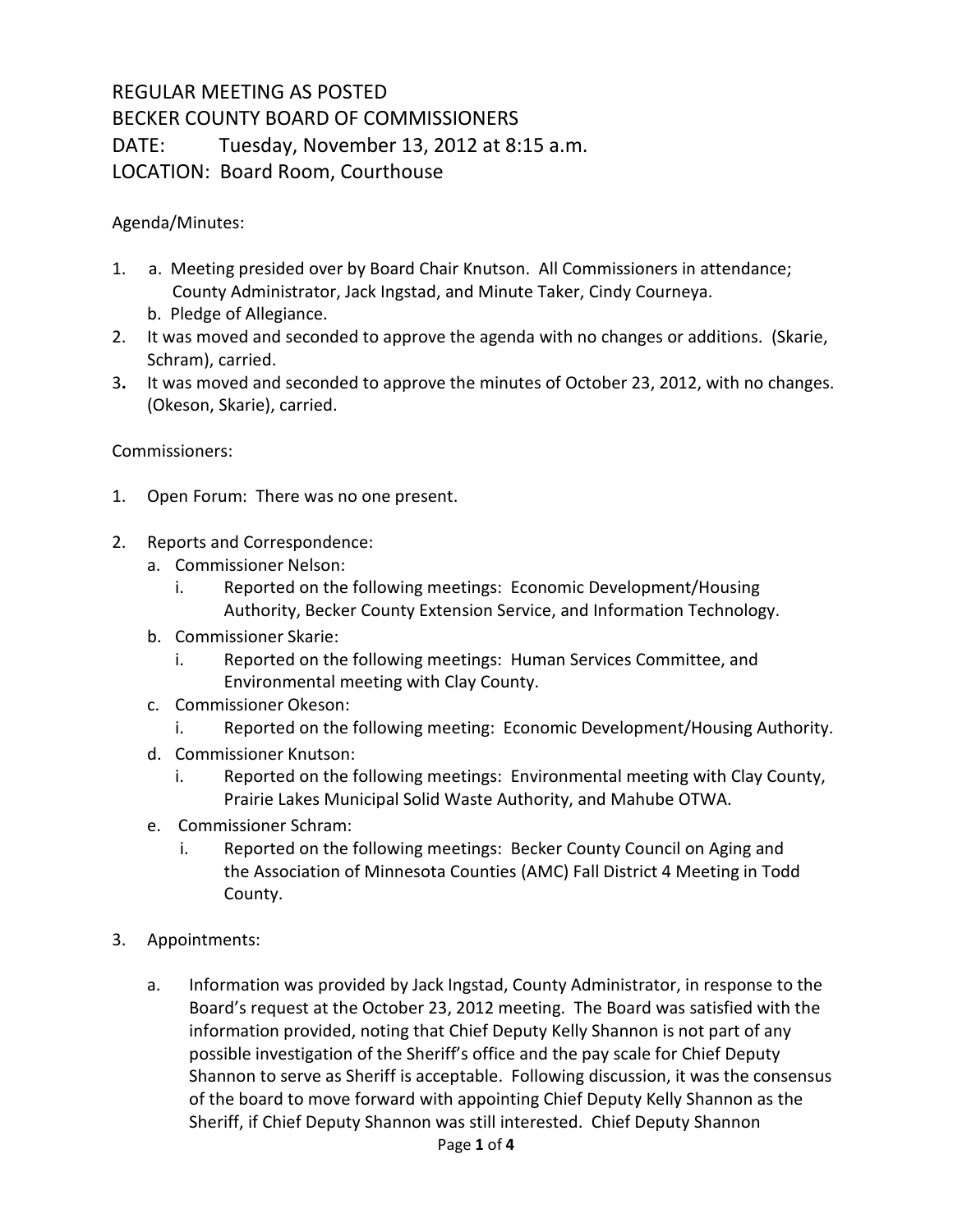REGULAR MEETING AS POSTED
BECKER COUNTY BOARD OF COMMISSIONERS
DATE: Tuesday, November 13, 2012 at 8:15 a.m.
LOCATION: Board Room, Courthouse

Agenda/Minutes:

1. a. Meeting presided over by Board Chair Knutson. All Commissioners in attendance; County Administrator, Jack Ingstad, and Minute Taker, Cindy Courneya.
   b. Pledge of Allegiance.
2. It was moved and seconded to approve the agenda with no changes or additions. (Skarie, Schram), carried.
3. It was moved and seconded to approve the minutes of October 23, 2012, with no changes. (Okeson, Skarie), carried.

Commissioners:

1. Open Forum: There was no one present.

2. Reports and Correspondence:
   a. Commissioner Nelson:
      i. Reported on the following meetings: Economic Development/Housing Authority, Becker County Extension Service, and Information Technology.
   b. Commissioner Skarie:
      i. Reported on the following meetings: Human Services Committee, and Environmental meeting with Clay County.
   c. Commissioner Okeson:
      i. Reported on the following meeting: Economic Development/Housing Authority.
   d. Commissioner Knutson:
      i. Reported on the following meetings: Environmental meeting with Clay County, Prairie Lakes Municipal Solid Waste Authority, and Mahube OTWA.
   e. Commissioner Schram:
      i. Reported on the following meetings: Becker County Council on Aging and the Association of Minnesota Counties (AMC) Fall District 4 Meeting in Todd County.

3. Appointments:

   a. Information was provided by Jack Ingstad, County Administrator, in response to the Board's request at the October 23, 2012 meeting. The Board was satisfied with the information provided, noting that Chief Deputy Kelly Shannon is not part of any possible investigation of the Sheriff's office and the pay scale for Chief Deputy Shannon to serve as Sheriff is acceptable. Following discussion, it was the consensus of the board to move forward with appointing Chief Deputy Kelly Shannon as the Sheriff, if Chief Deputy Shannon was still interested. Chief Deputy Shannon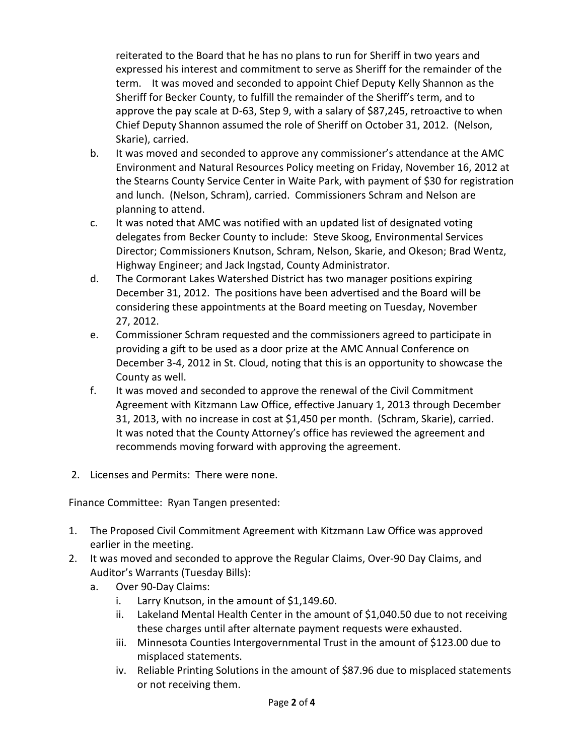reiterated to the Board that he has no plans to run for Sheriff in two years and expressed his interest and commitment to serve as Sheriff for the remainder of the term. It was moved and seconded to appoint Chief Deputy Kelly Shannon as the Sheriff for Becker County, to fulfill the remainder of the Sheriff's term, and to approve the pay scale at D-63, Step 9, with a salary of $87,245, retroactive to when Chief Deputy Shannon assumed the role of Sheriff on October 31, 2012. (Nelson, Skarie), carried.

b. It was moved and seconded to approve any commissioner's attendance at the AMC Environment and Natural Resources Policy meeting on Friday, November 16, 2012 at the Stearns County Service Center in Waite Park, with payment of $30 for registration and lunch. (Nelson, Schram), carried. Commissioners Schram and Nelson are planning to attend.

c. It was noted that AMC was notified with an updated list of designated voting delegates from Becker County to include: Steve Skoog, Environmental Services Director; Commissioners Knutson, Schram, Nelson, Skarie, and Okeson; Brad Wentz, Highway Engineer; and Jack Ingstad, County Administrator.

d. The Cormorant Lakes Watershed District has two manager positions expiring December 31, 2012. The positions have been advertised and the Board will be considering these appointments at the Board meeting on Tuesday, November 27, 2012.

e. Commissioner Schram requested and the commissioners agreed to participate in providing a gift to be used as a door prize at the AMC Annual Conference on December 3-4, 2012 in St. Cloud, noting that this is an opportunity to showcase the County as well.

f. It was moved and seconded to approve the renewal of the Civil Commitment Agreement with Kitzmann Law Office, effective January 1, 2013 through December 31, 2013, with no increase in cost at $1,450 per month. (Schram, Skarie), carried. It was noted that the County Attorney's office has reviewed the agreement and recommends moving forward with approving the agreement.

2. Licenses and Permits: There were none.

Finance Committee: Ryan Tangen presented:

1. The Proposed Civil Commitment Agreement with Kitzmann Law Office was approved earlier in the meeting.
2. It was moved and seconded to approve the Regular Claims, Over-90 Day Claims, and Auditor's Warrants (Tuesday Bills):
   a. Over 90-Day Claims:
      i. Larry Knutson, in the amount of $1,149.60.
      ii. Lakeland Mental Health Center in the amount of $1,040.50 due to not receiving these charges until after alternate payment requests were exhausted.
      iii. Minnesota Counties Intergovernmental Trust in the amount of $123.00 due to misplaced statements.
      iv. Reliable Printing Solutions in the amount of $87.96 due to misplaced statements or not receiving them.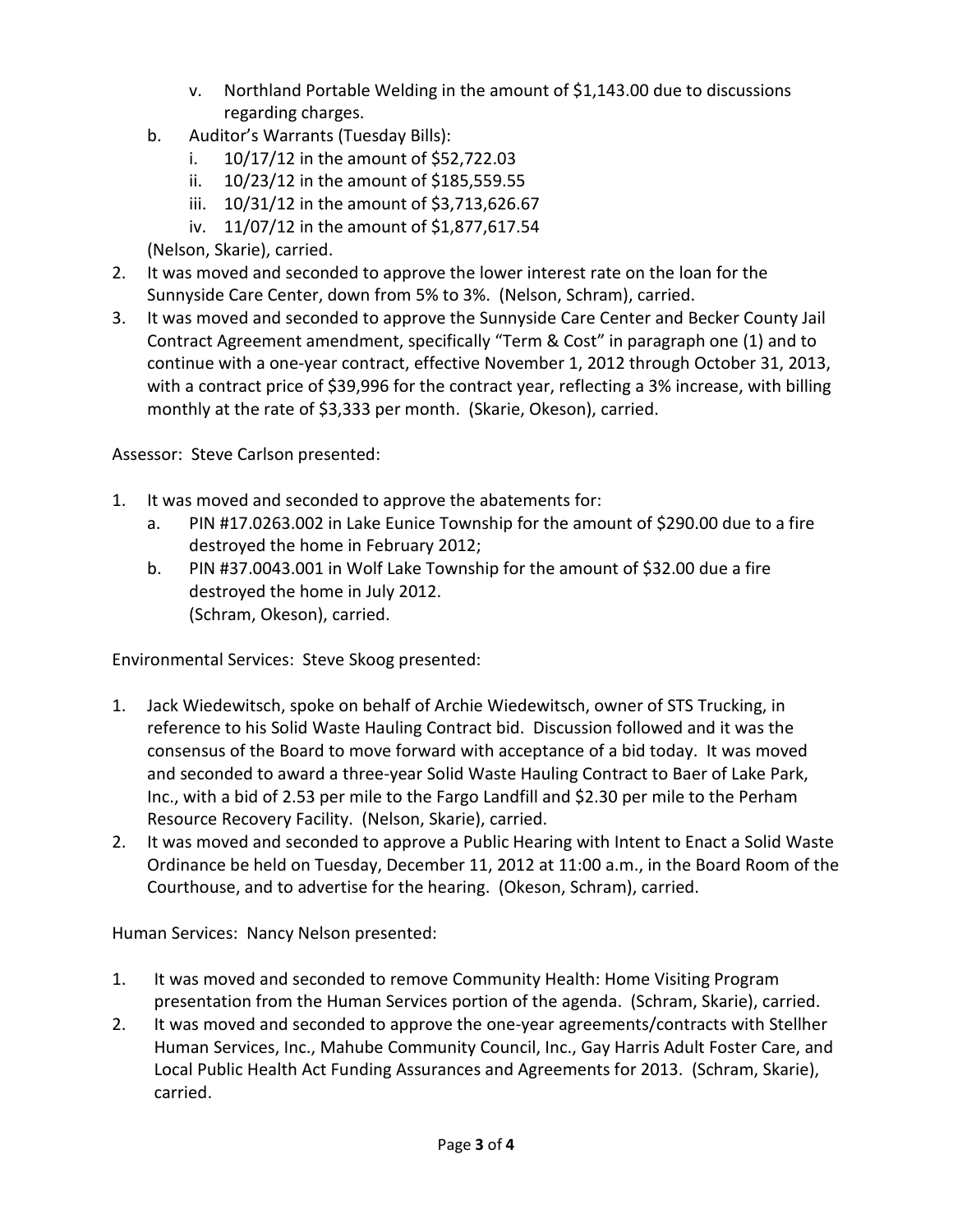- v. Northland Portable Welding in the amount of $1,143.00 due to discussions regarding charges.

   b. Auditor's Warrants (Tuesday Bills):
      - i. 10/17/12 in the amount of $52,722.03
      - ii. 10/23/12 in the amount of $185,559.55
      - iii. 10/31/12 in the amount of $3,713,626.67
      - iv. 11/07/12 in the amount of $1,877,617.54

   (Nelson, Skarie), carried.

2. It was moved and seconded to approve the lower interest rate on the loan for the Sunnyside Care Center, down from 5% to 3%. (Nelson, Schram), carried.
3. It was moved and seconded to approve the Sunnyside Care Center and Becker County Jail Contract Agreement amendment, specifically "Term & Cost" in paragraph one (1) and to continue with a one-year contract, effective November 1, 2012 through October 31, 2013, with a contract price of $39,996 for the contract year, reflecting a 3% increase, with billing monthly at the rate of $3,333 per month. (Skarie, Okeson), carried.

Assessor: Steve Carlson presented:

1. It was moved and seconded to approve the abatements for:
   a. PIN #17.0263.002 in Lake Eunice Township for the amount of $290.00 due to a fire destroyed the home in February 2012;
   b. PIN #37.0043.001 in Wolf Lake Township for the amount of $32.00 due a fire destroyed the home in July 2012.
   (Schram, Okeson), carried.

Environmental Services: Steve Skoog presented:

1. Jack Wiedewitsch, spoke on behalf of Archie Wiedewitsch, owner of STS Trucking, in reference to his Solid Waste Hauling Contract bid. Discussion followed and it was the consensus of the Board to move forward with acceptance of a bid today. It was moved and seconded to award a three-year Solid Waste Hauling Contract to Baer of Lake Park, Inc., with a bid of 2.53 per mile to the Fargo Landfill and $2.30 per mile to the Perham Resource Recovery Facility. (Nelson, Skarie), carried.
2. It was moved and seconded to approve a Public Hearing with Intent to Enact a Solid Waste Ordinance be held on Tuesday, December 11, 2012 at 11:00 a.m., in the Board Room of the Courthouse, and to advertise for the hearing. (Okeson, Schram), carried.

Human Services: Nancy Nelson presented:

1. It was moved and seconded to remove Community Health: Home Visiting Program presentation from the Human Services portion of the agenda. (Schram, Skarie), carried.
2. It was moved and seconded to approve the one-year agreements/contracts with Stellher Human Services, Inc., Mahube Community Council, Inc., Gay Harris Adult Foster Care, and Local Public Health Act Funding Assurances and Agreements for 2013. (Schram, Skarie), carried.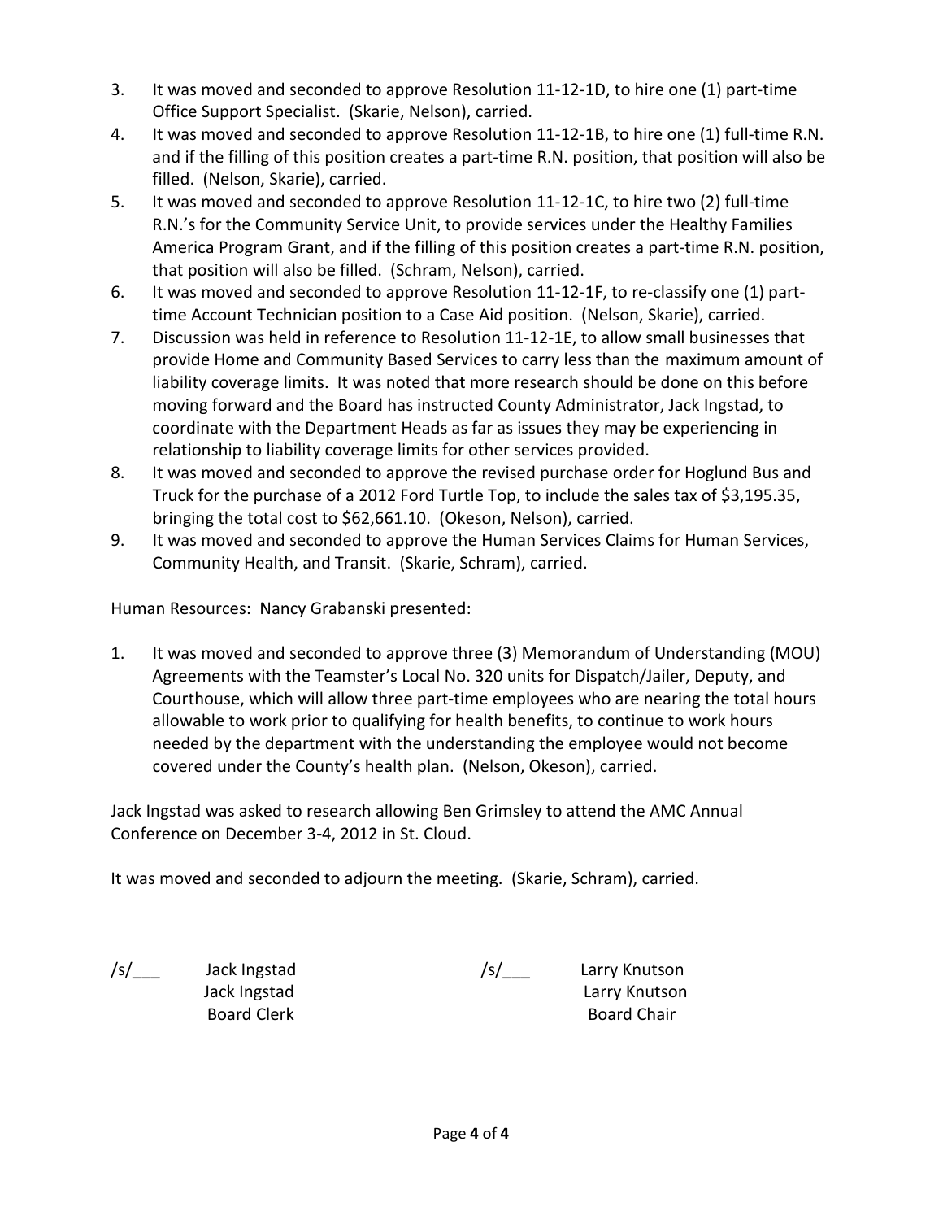3. It was moved and seconded to approve Resolution 11-12-1D, to hire one (1) part-time Office Support Specialist. (Skarie, Nelson), carried.
4. It was moved and seconded to approve Resolution 11-12-1B, to hire one (1) full-time R.N. and if the filling of this position creates a part-time R.N. position, that position will also be filled. (Nelson, Skarie), carried.
5. It was moved and seconded to approve Resolution 11-12-1C, to hire two (2) full-time R.N.'s for the Community Service Unit, to provide services under the Healthy Families America Program Grant, and if the filling of this position creates a part-time R.N. position, that position will also be filled. (Schram, Nelson), carried.
6. It was moved and seconded to approve Resolution 11-12-1F, to re-classify one (1) part-time Account Technician position to a Case Aid position. (Nelson, Skarie), carried.
7. Discussion was held in reference to Resolution 11-12-1E, to allow small businesses that provide Home and Community Based Services to carry less than the maximum amount of liability coverage limits. It was noted that more research should be done on this before moving forward and the Board has instructed County Administrator, Jack Ingstad, to coordinate with the Department Heads as far as issues they may be experiencing in relationship to liability coverage limits for other services provided.
8. It was moved and seconded to approve the revised purchase order for Hoglund Bus and Truck for the purchase of a 2012 Ford Turtle Top, to include the sales tax of $3,195.35, bringing the total cost to $62,661.10. (Okeson, Nelson), carried.
9. It was moved and seconded to approve the Human Services Claims for Human Services, Community Health, and Transit. (Skarie, Schram), carried.

Human Resources: Nancy Grabanski presented:

1. It was moved and seconded to approve three (3) Memorandum of Understanding (MOU) Agreements with the Teamster's Local No. 320 units for Dispatch/Jailer, Deputy, and Courthouse, which will allow three part-time employees who are nearing the total hours allowable to work prior to qualifying for health benefits, to continue to work hours needed by the department with the understanding the employee would not become covered under the County's health plan. (Nelson, Okeson), carried.

Jack Ingstad was asked to research allowing Ben Grimsley to attend the AMC Annual Conference on December 3-4, 2012 in St. Cloud.

It was moved and seconded to adjourn the meeting. (Skarie, Schram), carried.

/s/___ Jack Ingstad
Jack Ingstad
Board Clerk

/s/___ Larry Knutson
Larry Knutson
Board Chair